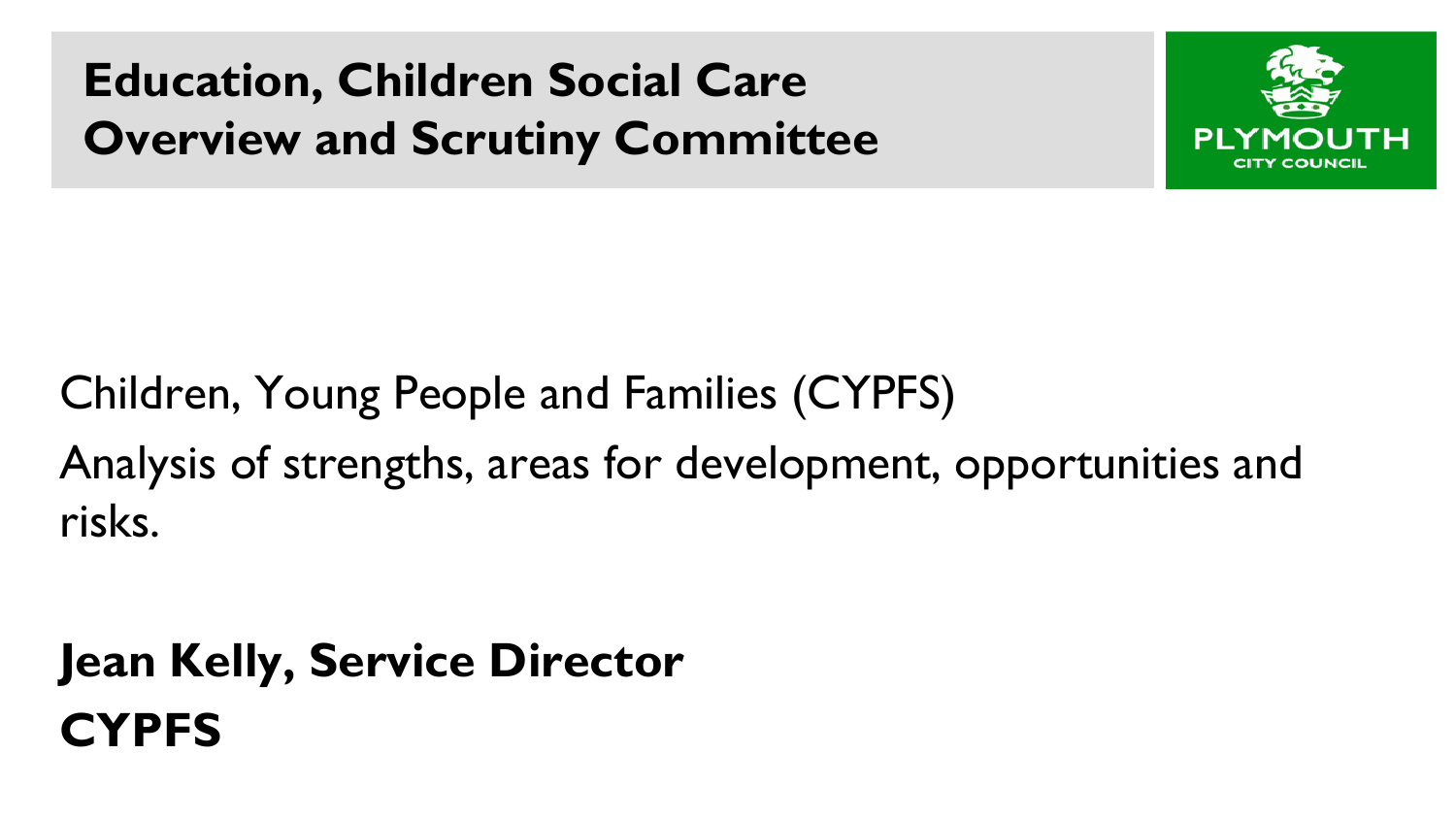# Education, Children Social Care Overview and Scrutiny Committee

PLYMOUTH CITY COUNCIL

Children, Young People and Families (CYPFS)

Analysis of strengths, areas for development, opportunities and risks.

**Jean Kelly, Service Director**
**CYPFS**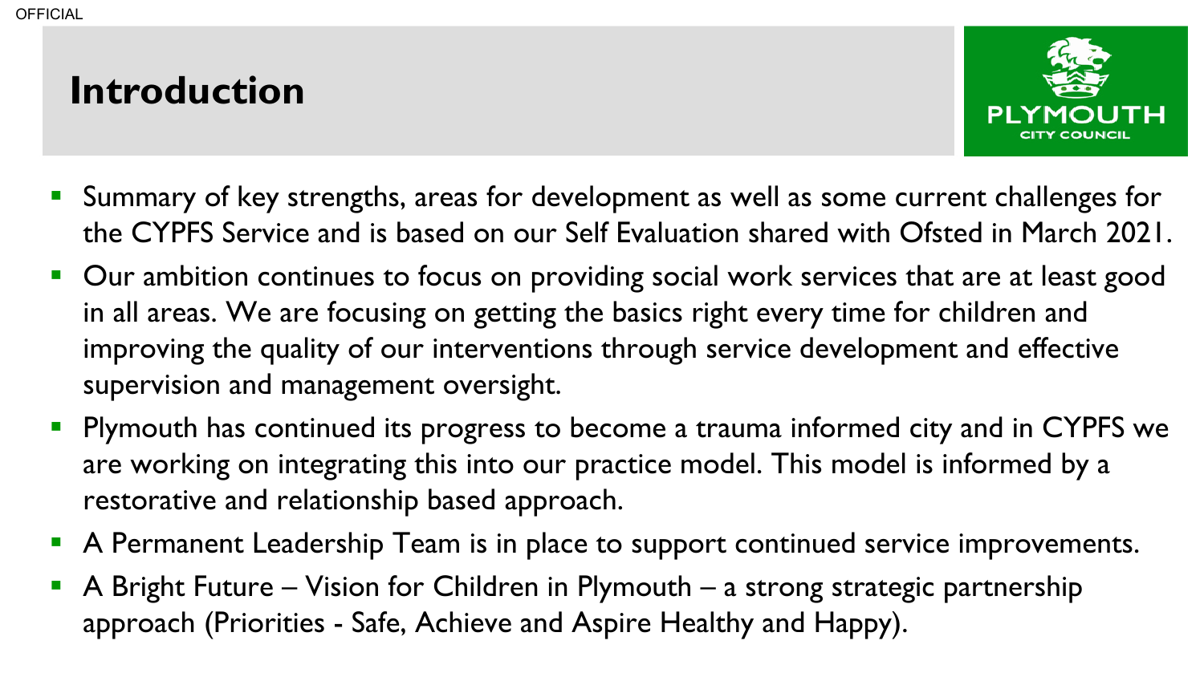# Introduction

- Summary of key strengths, areas for development as well as some current challenges for the CYPFS Service and is based on our Self Evaluation shared with Ofsted in March 2021.
- Our ambition continues to focus on providing social work services that are at least good in all areas. We are focusing on getting the basics right every time for children and improving the quality of our interventions through service development and effective supervision and management oversight.
- Plymouth has continued its progress to become a trauma informed city and in CYPFS we are working on integrating this into our practice model. This model is informed by a restorative and relationship based approach.
- A Permanent Leadership Team is in place to support continued service improvements.
- A Bright Future – Vision for Children in Plymouth – a strong strategic partnership approach (Priorities - Safe, Achieve and Aspire Healthy and Happy).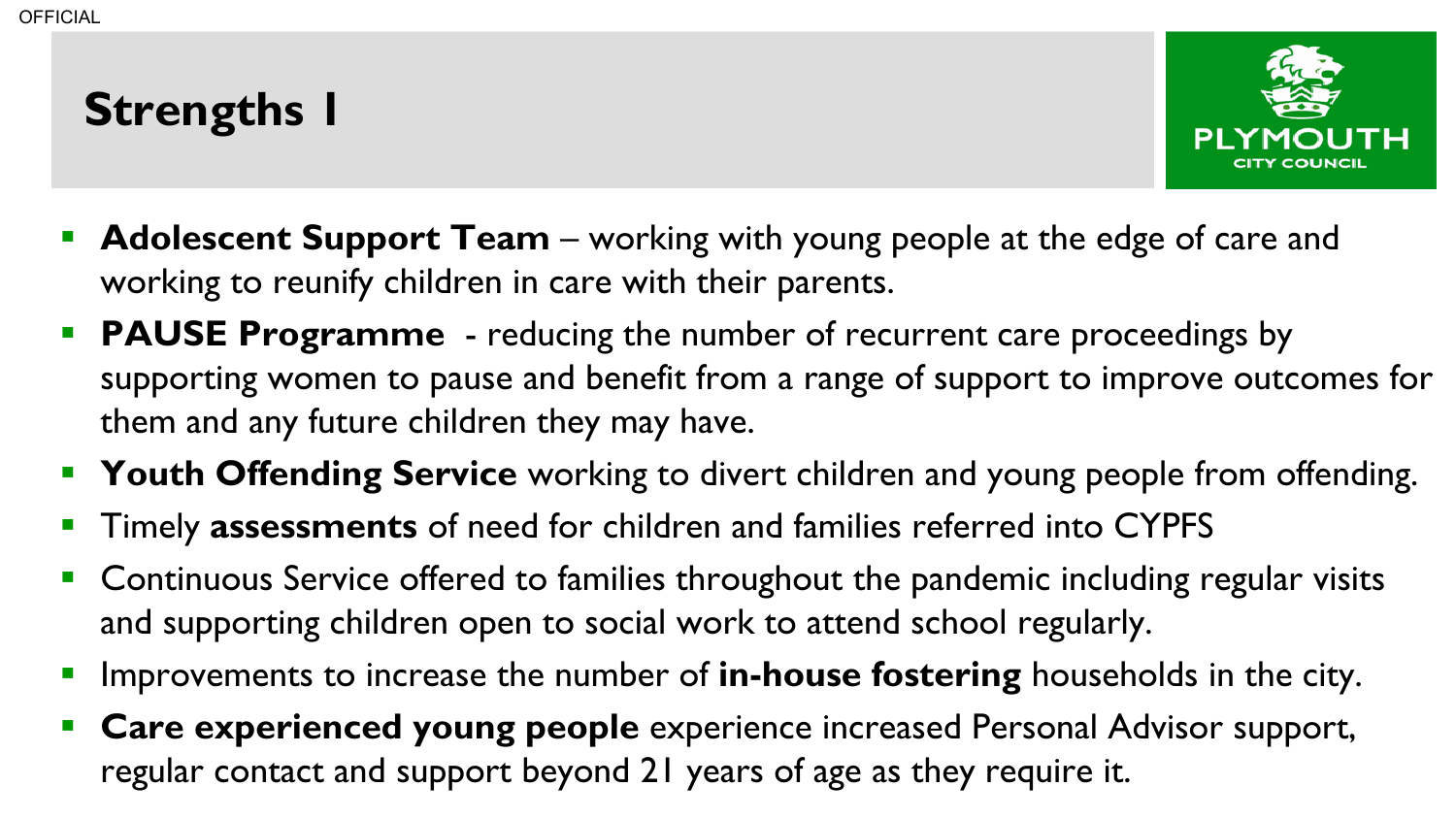# Strengths 1

- **Adolescent Support Team** – working with young people at the edge of care and working to reunify children in care with their parents.
- **PAUSE Programme** - reducing the number of recurrent care proceedings by supporting women to pause and benefit from a range of support to improve outcomes for them and any future children they may have.
- **Youth Offending Service** working to divert children and young people from offending.
- Timely **assessments** of need for children and families referred into CYPFS
- Continuous Service offered to families throughout the pandemic including regular visits and supporting children open to social work to attend school regularly.
- Improvements to increase the number of **in-house fostering** households in the city.
- **Care experienced young people** experience increased Personal Advisor support, regular contact and support beyond 21 years of age as they require it.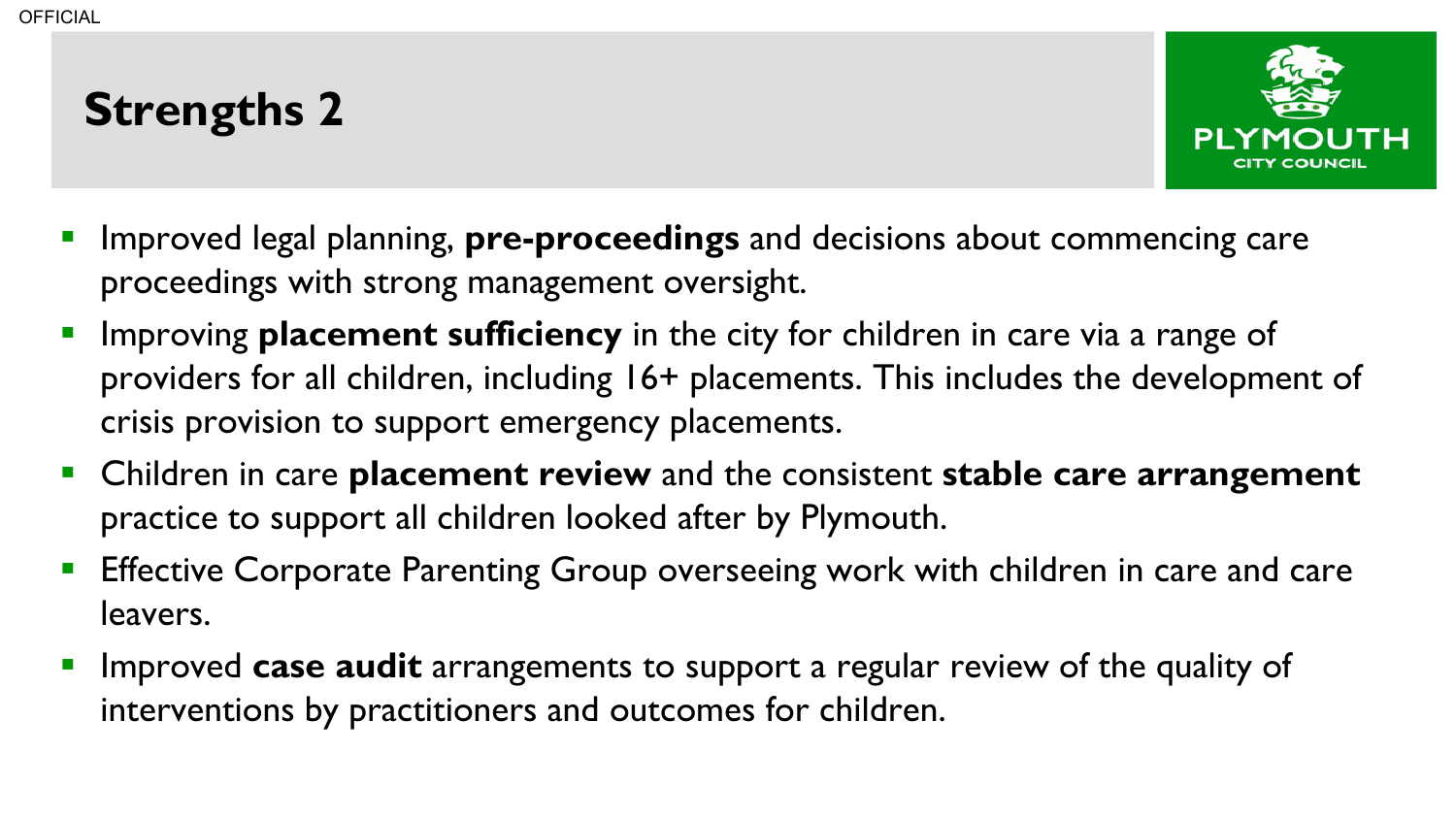# Strengths 2

- Improved legal planning, **pre-proceedings** and decisions about commencing care proceedings with strong management oversight.
- Improving **placement sufficiency** in the city for children in care via a range of providers for all children, including 16+ placements. This includes the development of crisis provision to support emergency placements.
- Children in care **placement review** and the consistent **stable care arrangement** practice to support all children looked after by Plymouth.
- Effective Corporate Parenting Group overseeing work with children in care and care leavers.
- Improved **case audit** arrangements to support a regular review of the quality of interventions by practitioners and outcomes for children.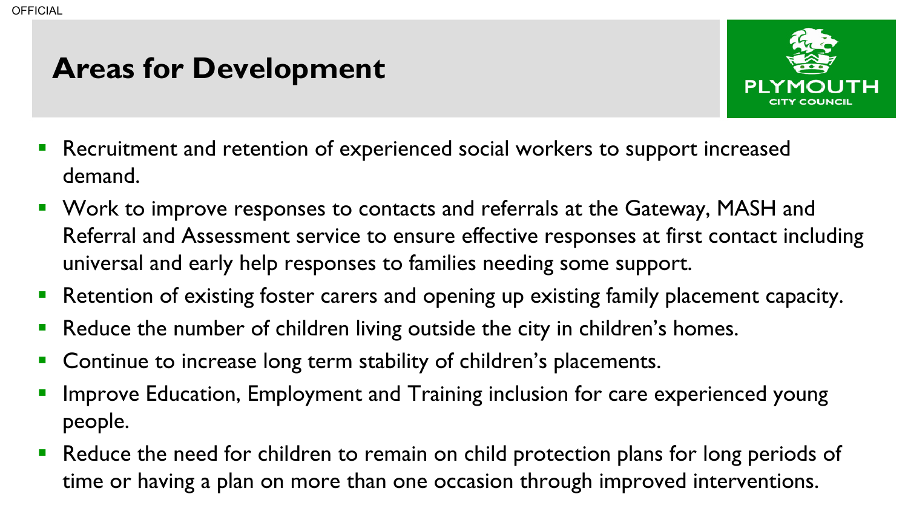# Areas for Development

- Recruitment and retention of experienced social workers to support increased demand.
- Work to improve responses to contacts and referrals at the Gateway, MASH and Referral and Assessment service to ensure effective responses at first contact including universal and early help responses to families needing some support.
- Retention of existing foster carers and opening up existing family placement capacity.
- Reduce the number of children living outside the city in children's homes.
- Continue to increase long term stability of children's placements.
- Improve Education, Employment and Training inclusion for care experienced young people.
- Reduce the need for children to remain on child protection plans for long periods of time or having a plan on more than one occasion through improved interventions.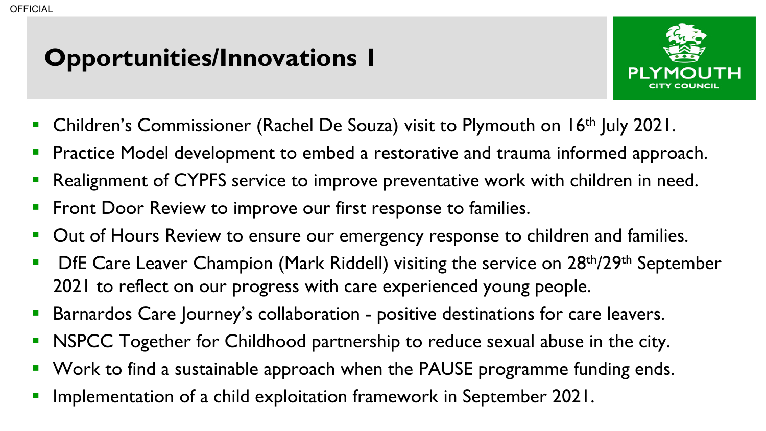# Opportunities/Innovations 1

- Children's Commissioner (Rachel De Souza) visit to Plymouth on 16th July 2021.
- Practice Model development to embed a restorative and trauma informed approach.
- Realignment of CYPFS service to improve preventative work with children in need.
- Front Door Review to improve our first response to families.
- Out of Hours Review to ensure our emergency response to children and families.
- DfE Care Leaver Champion (Mark Riddell) visiting the service on 28th/29th September 2021 to reflect on our progress with care experienced young people.
- Barnardos Care Journey's collaboration - positive destinations for care leavers.
- NSPCC Together for Childhood partnership to reduce sexual abuse in the city.
- Work to find a sustainable approach when the PAUSE programme funding ends.
- Implementation of a child exploitation framework in September 2021.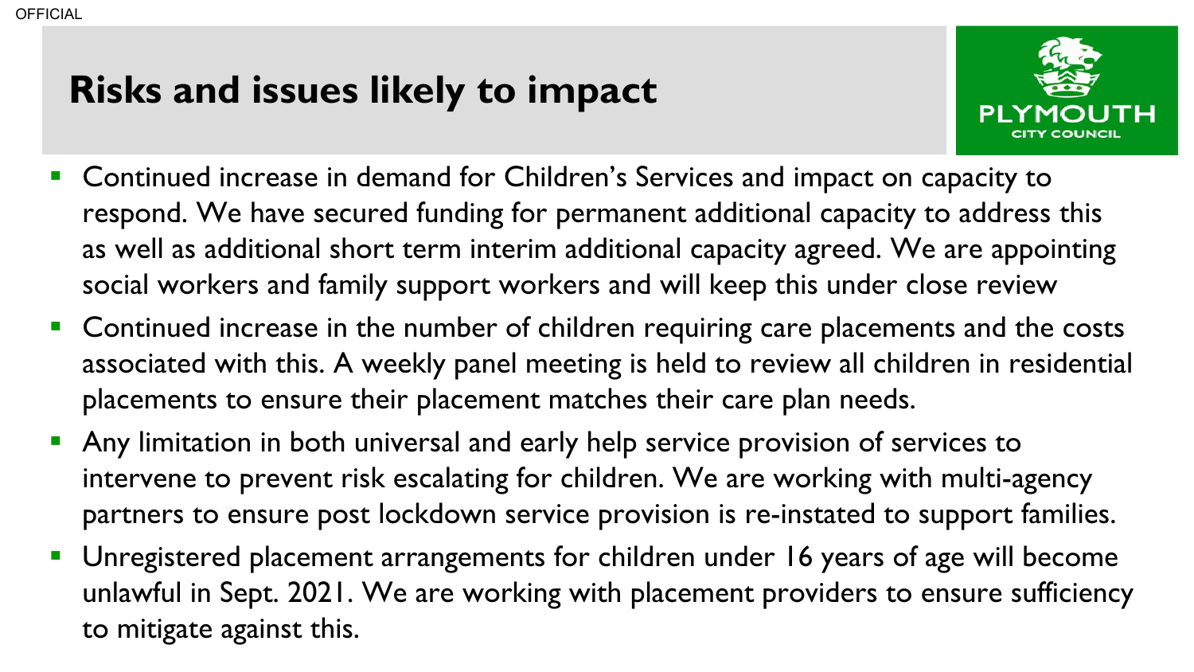OFFICIAL

# Risks and issues likely to impact

PLYMOUTH CITY COUNCIL

- Continued increase in demand for Children's Services and impact on capacity to respond. We have secured funding for permanent additional capacity to address this as well as additional short term interim additional capacity agreed. We are appointing social workers and family support workers and will keep this under close review
- Continued increase in the number of children requiring care placements and the costs associated with this. A weekly panel meeting is held to review all children in residential placements to ensure their placement matches their care plan needs.
- Any limitation in both universal and early help service provision of services to intervene to prevent risk escalating for children. We are working with multi-agency partners to ensure post lockdown service provision is re-instated to support families.
- Unregistered placement arrangements for children under 16 years of age will become unlawful in Sept. 2021. We are working with placement providers to ensure sufficiency to mitigate against this.